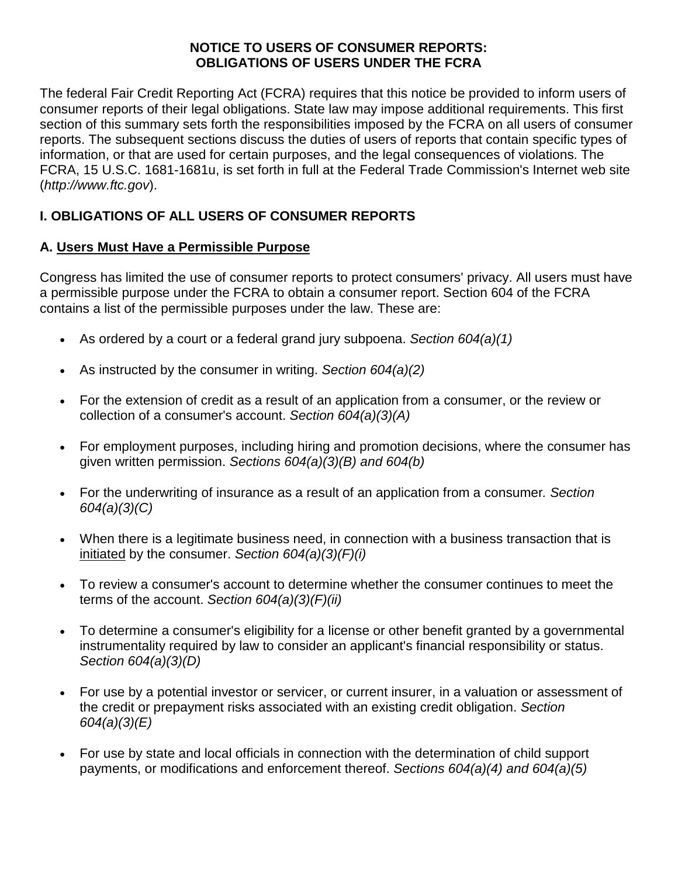# NOTICE TO USERS OF CONSUMER REPORTS: OBLIGATIONS OF USERS UNDER THE FCRA

The federal Fair Credit Reporting Act (FCRA) requires that this notice be provided to inform users of consumer reports of their legal obligations. State law may impose additional requirements. This first section of this summary sets forth the responsibilities imposed by the FCRA on all users of consumer reports. The subsequent sections discuss the duties of users of reports that contain specific types of information, or that are used for certain purposes, and the legal consequences of violations. The FCRA, 15 U.S.C. 1681-1681u, is set forth in full at the Federal Trade Commission's Internet web site (*http://www.ftc.gov*).

## I. OBLIGATIONS OF ALL USERS OF CONSUMER REPORTS

### A. Users Must Have a Permissible Purpose

Congress has limited the use of consumer reports to protect consumers' privacy. All users must have a permissible purpose under the FCRA to obtain a consumer report. Section 604 of the FCRA contains a list of the permissible purposes under the law. These are:

- As ordered by a court or a federal grand jury subpoena. *Section 604(a)(1)*
- As instructed by the consumer in writing. *Section 604(a)(2)*
- For the extension of credit as a result of an application from a consumer, or the review or collection of a consumer's account. *Section 604(a)(3)(A)*
- For employment purposes, including hiring and promotion decisions, where the consumer has given written permission. *Sections 604(a)(3)(B) and 604(b)*
- For the underwriting of insurance as a result of an application from a consumer. *Section 604(a)(3)(C)*
- When there is a legitimate business need, in connection with a business transaction that is initiated by the consumer. *Section 604(a)(3)(F)(i)*
- To review a consumer's account to determine whether the consumer continues to meet the terms of the account. *Section 604(a)(3)(F)(ii)*
- To determine a consumer's eligibility for a license or other benefit granted by a governmental instrumentality required by law to consider an applicant's financial responsibility or status. *Section 604(a)(3)(D)*
- For use by a potential investor or servicer, or current insurer, in a valuation or assessment of the credit or prepayment risks associated with an existing credit obligation. *Section 604(a)(3)(E)*
- For use by state and local officials in connection with the determination of child support payments, or modifications and enforcement thereof. *Sections 604(a)(4) and 604(a)(5)*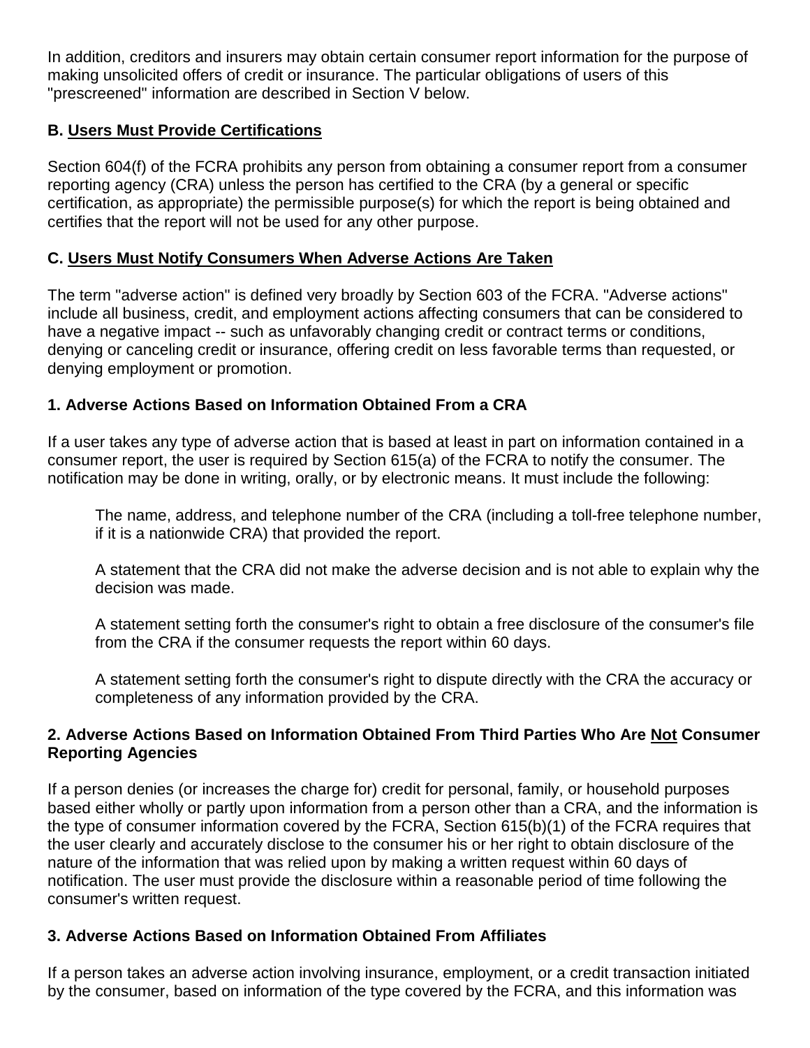In addition, creditors and insurers may obtain certain consumer report information for the purpose of making unsolicited offers of credit or insurance. The particular obligations of users of this "prescreened" information are described in Section V below.

### B. Users Must Provide Certifications

Section 604(f) of the FCRA prohibits any person from obtaining a consumer report from a consumer reporting agency (CRA) unless the person has certified to the CRA (by a general or specific certification, as appropriate) the permissible purpose(s) for which the report is being obtained and certifies that the report will not be used for any other purpose.

### C. Users Must Notify Consumers When Adverse Actions Are Taken

The term "adverse action" is defined very broadly by Section 603 of the FCRA. "Adverse actions" include all business, credit, and employment actions affecting consumers that can be considered to have a negative impact -- such as unfavorably changing credit or contract terms or conditions, denying or canceling credit or insurance, offering credit on less favorable terms than requested, or denying employment or promotion.

#### 1. Adverse Actions Based on Information Obtained From a CRA

If a user takes any type of adverse action that is based at least in part on information contained in a consumer report, the user is required by Section 615(a) of the FCRA to notify the consumer. The notification may be done in writing, orally, or by electronic means. It must include the following:

- The name, address, and telephone number of the CRA (including a toll-free telephone number, if it is a nationwide CRA) that provided the report.
- A statement that the CRA did not make the adverse decision and is not able to explain why the decision was made.
- A statement setting forth the consumer's right to obtain a free disclosure of the consumer's file from the CRA if the consumer requests the report within 60 days.
- A statement setting forth the consumer's right to dispute directly with the CRA the accuracy or completeness of any information provided by the CRA.

#### 2. Adverse Actions Based on Information Obtained From Third Parties Who Are Not Consumer Reporting Agencies

If a person denies (or increases the charge for) credit for personal, family, or household purposes based either wholly or partly upon information from a person other than a CRA, and the information is the type of consumer information covered by the FCRA, Section 615(b)(1) of the FCRA requires that the user clearly and accurately disclose to the consumer his or her right to obtain disclosure of the nature of the information that was relied upon by making a written request within 60 days of notification. The user must provide the disclosure within a reasonable period of time following the consumer's written request.

#### 3. Adverse Actions Based on Information Obtained From Affiliates

If a person takes an adverse action involving insurance, employment, or a credit transaction initiated by the consumer, based on information of the type covered by the FCRA, and this information was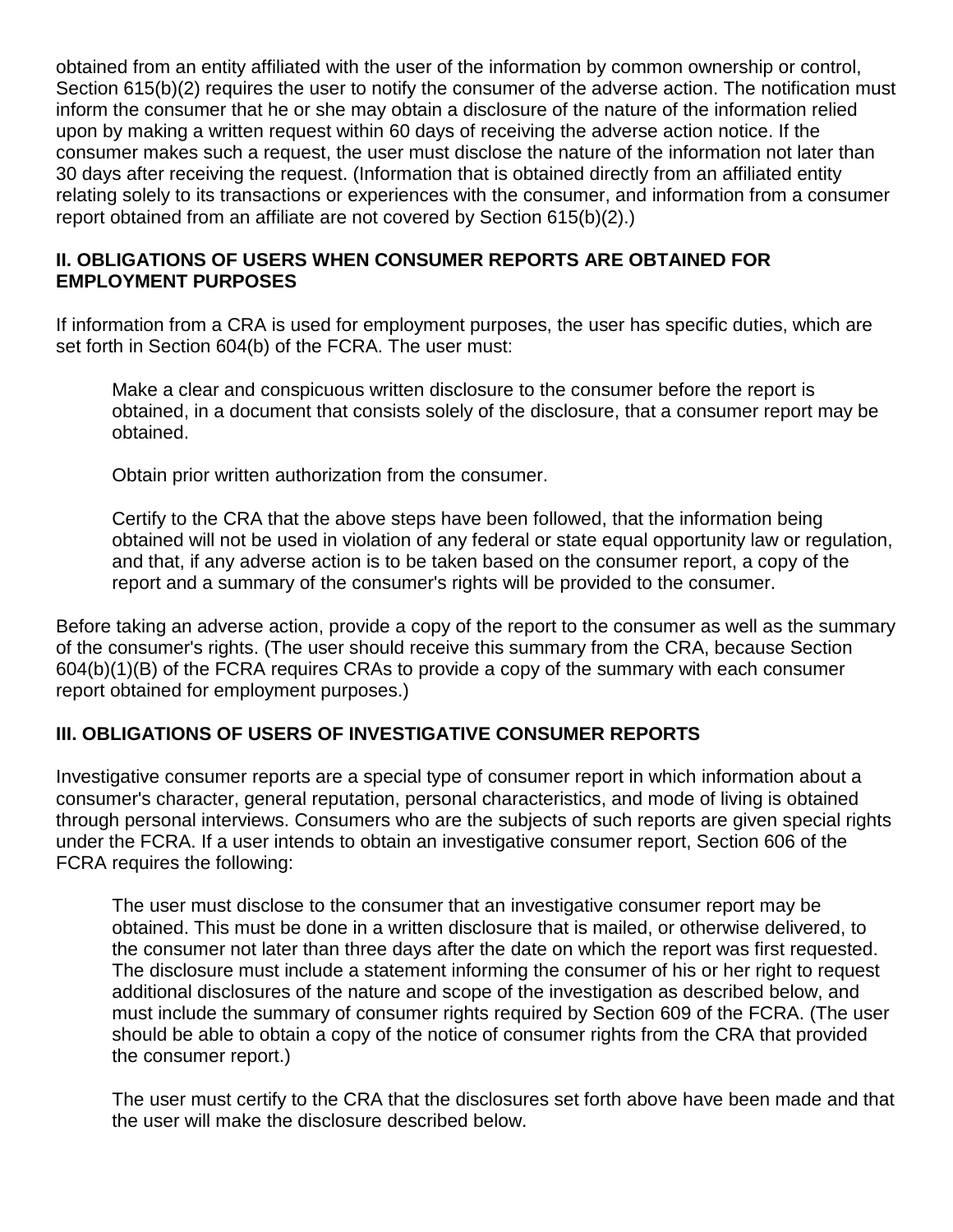obtained from an entity affiliated with the user of the information by common ownership or control, Section 615(b)(2) requires the user to notify the consumer of the adverse action. The notification must inform the consumer that he or she may obtain a disclosure of the nature of the information relied upon by making a written request within 60 days of receiving the adverse action notice. If the consumer makes such a request, the user must disclose the nature of the information not later than 30 days after receiving the request. (Information that is obtained directly from an affiliated entity relating solely to its transactions or experiences with the consumer, and information from a consumer report obtained from an affiliate are not covered by Section 615(b)(2).)

## II. OBLIGATIONS OF USERS WHEN CONSUMER REPORTS ARE OBTAINED FOR EMPLOYMENT PURPOSES

If information from a CRA is used for employment purposes, the user has specific duties, which are set forth in Section 604(b) of the FCRA. The user must:

> Make a clear and conspicuous written disclosure to the consumer before the report is obtained, in a document that consists solely of the disclosure, that a consumer report may be obtained.
>
> Obtain prior written authorization from the consumer.
>
> Certify to the CRA that the above steps have been followed, that the information being obtained will not be used in violation of any federal or state equal opportunity law or regulation, and that, if any adverse action is to be taken based on the consumer report, a copy of the report and a summary of the consumer's rights will be provided to the consumer.

Before taking an adverse action, provide a copy of the report to the consumer as well as the summary of the consumer's rights. (The user should receive this summary from the CRA, because Section 604(b)(1)(B) of the FCRA requires CRAs to provide a copy of the summary with each consumer report obtained for employment purposes.)

## III. OBLIGATIONS OF USERS OF INVESTIGATIVE CONSUMER REPORTS

Investigative consumer reports are a special type of consumer report in which information about a consumer's character, general reputation, personal characteristics, and mode of living is obtained through personal interviews. Consumers who are the subjects of such reports are given special rights under the FCRA. If a user intends to obtain an investigative consumer report, Section 606 of the FCRA requires the following:

> The user must disclose to the consumer that an investigative consumer report may be obtained. This must be done in a written disclosure that is mailed, or otherwise delivered, to the consumer not later than three days after the date on which the report was first requested. The disclosure must include a statement informing the consumer of his or her right to request additional disclosures of the nature and scope of the investigation as described below, and must include the summary of consumer rights required by Section 609 of the FCRA. (The user should be able to obtain a copy of the notice of consumer rights from the CRA that provided the consumer report.)
>
> The user must certify to the CRA that the disclosures set forth above have been made and that the user will make the disclosure described below.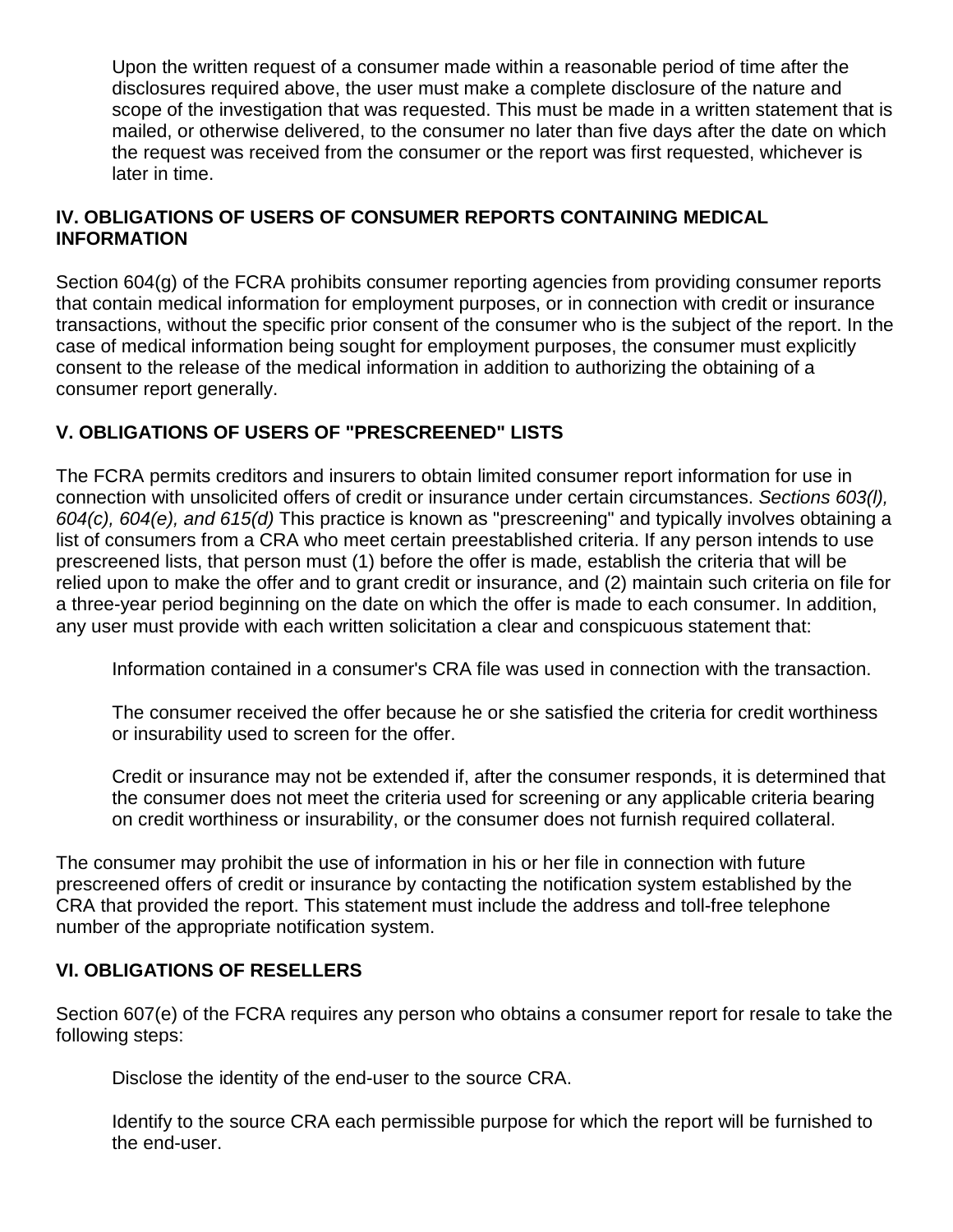Upon the written request of a consumer made within a reasonable period of time after the disclosures required above, the user must make a complete disclosure of the nature and scope of the investigation that was requested. This must be made in a written statement that is mailed, or otherwise delivered, to the consumer no later than five days after the date on which the request was received from the consumer or the report was first requested, whichever is later in time.

## IV. OBLIGATIONS OF USERS OF CONSUMER REPORTS CONTAINING MEDICAL INFORMATION

Section 604(g) of the FCRA prohibits consumer reporting agencies from providing consumer reports that contain medical information for employment purposes, or in connection with credit or insurance transactions, without the specific prior consent of the consumer who is the subject of the report. In the case of medical information being sought for employment purposes, the consumer must explicitly consent to the release of the medical information in addition to authorizing the obtaining of a consumer report generally.

## V. OBLIGATIONS OF USERS OF "PRESCREENED" LISTS

The FCRA permits creditors and insurers to obtain limited consumer report information for use in connection with unsolicited offers of credit or insurance under certain circumstances. *Sections 603(l), 604(c), 604(e), and 615(d)* This practice is known as "prescreening" and typically involves obtaining a list of consumers from a CRA who meet certain preestablished criteria. If any person intends to use prescreened lists, that person must (1) before the offer is made, establish the criteria that will be relied upon to make the offer and to grant credit or insurance, and (2) maintain such criteria on file for a three-year period beginning on the date on which the offer is made to each consumer. In addition, any user must provide with each written solicitation a clear and conspicuous statement that:

Information contained in a consumer's CRA file was used in connection with the transaction.

The consumer received the offer because he or she satisfied the criteria for credit worthiness or insurability used to screen for the offer.

Credit or insurance may not be extended if, after the consumer responds, it is determined that the consumer does not meet the criteria used for screening or any applicable criteria bearing on credit worthiness or insurability, or the consumer does not furnish required collateral.

The consumer may prohibit the use of information in his or her file in connection with future prescreened offers of credit or insurance by contacting the notification system established by the CRA that provided the report. This statement must include the address and toll-free telephone number of the appropriate notification system.

## VI. OBLIGATIONS OF RESELLERS

Section 607(e) of the FCRA requires any person who obtains a consumer report for resale to take the following steps:

Disclose the identity of the end-user to the source CRA.

Identify to the source CRA each permissible purpose for which the report will be furnished to the end-user.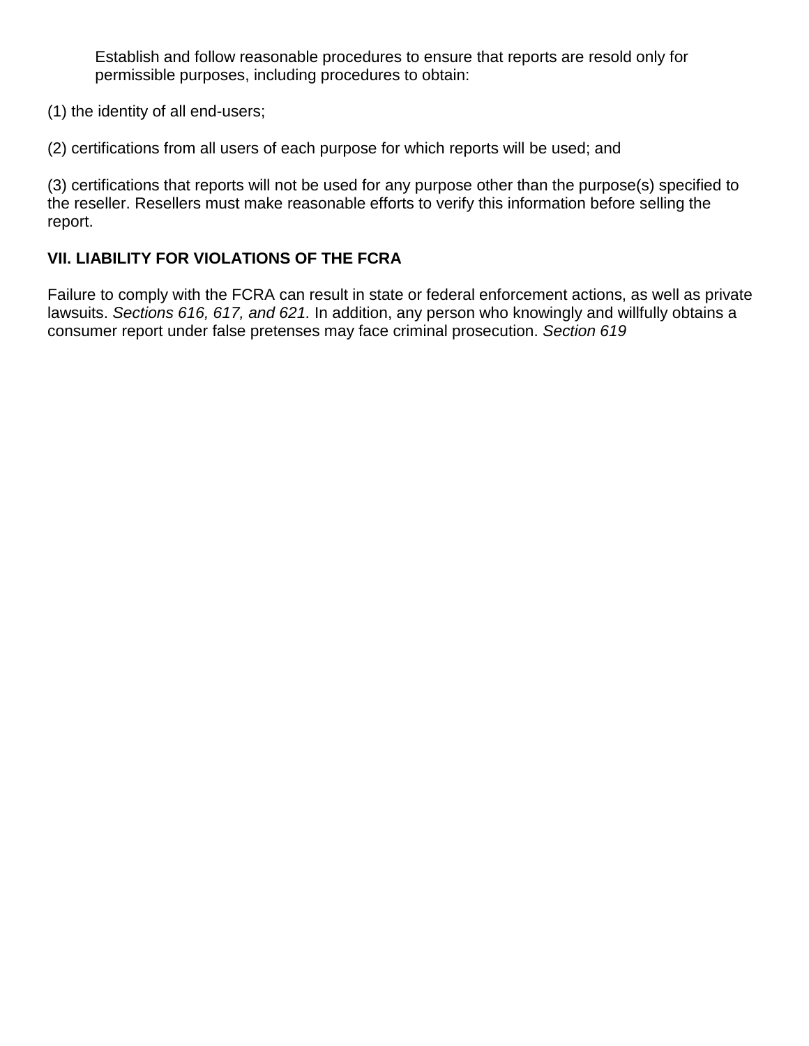Establish and follow reasonable procedures to ensure that reports are resold only for permissible purposes, including procedures to obtain:

(1) the identity of all end-users;

(2) certifications from all users of each purpose for which reports will be used; and

(3) certifications that reports will not be used for any purpose other than the purpose(s) specified to the reseller. Resellers must make reasonable efforts to verify this information before selling the report.

## VII. LIABILITY FOR VIOLATIONS OF THE FCRA

Failure to comply with the FCRA can result in state or federal enforcement actions, as well as private lawsuits. *Sections 616, 617, and 621.* In addition, any person who knowingly and willfully obtains a consumer report under false pretenses may face criminal prosecution. *Section 619*